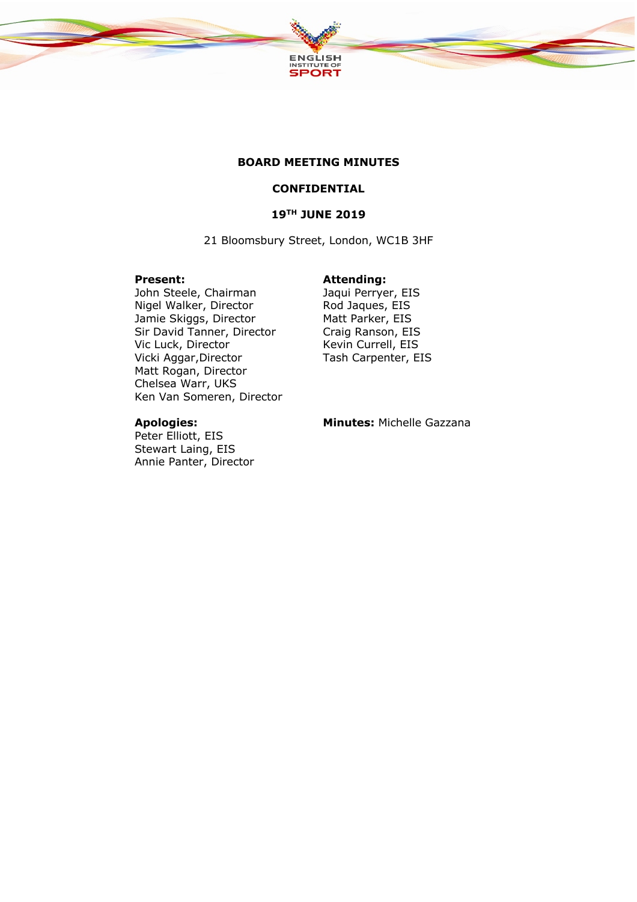# BOARD MEETING MINUTES

## CONFIDENTIAL

## 19TH JUNE 2019

21 Bloomsbury Street, London, WC1B 3HF

**Present:**
John Steele, Chairman
Nigel Walker, Director
Jamie Skiggs, Director
Sir David Tanner, Director
Vic Luck, Director
Vicki Aggar, Director
Matt Rogan, Director
Chelsea Warr, UKS
Ken Van Someren, Director

**Attending:**
Jaqui Perryer, EIS
Rod Jaques, EIS
Matt Parker, EIS
Craig Ranson, EIS
Kevin Currell, EIS
Tash Carpenter, EIS

**Apologies:**
Peter Elliott, EIS
Stewart Laing, EIS
Annie Panter, Director

**Minutes:** Michelle Gazzana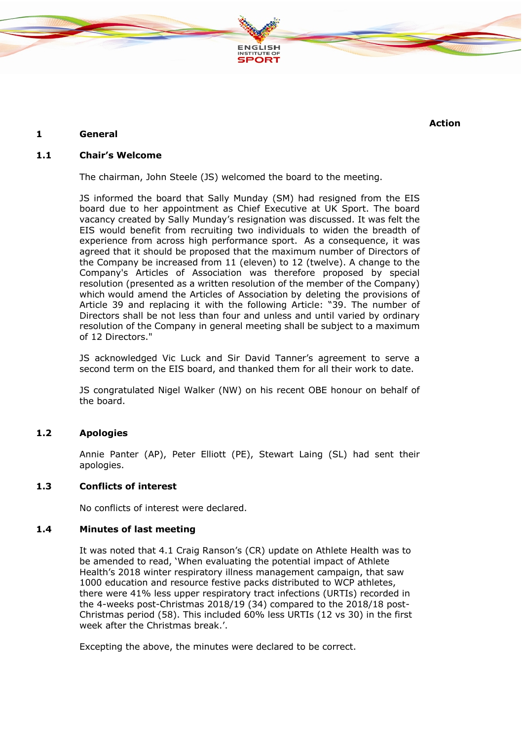**Action**

## 1 General

### 1.1 Chair's Welcome

The chairman, John Steele (JS) welcomed the board to the meeting.

JS informed the board that Sally Munday (SM) had resigned from the EIS board due to her appointment as Chief Executive at UK Sport. The board vacancy created by Sally Munday's resignation was discussed. It was felt the EIS would benefit from recruiting two individuals to widen the breadth of experience from across high performance sport. As a consequence, it was agreed that it should be proposed that the maximum number of Directors of the Company be increased from 11 (eleven) to 12 (twelve). A change to the Company's Articles of Association was therefore proposed by special resolution (presented as a written resolution of the member of the Company) which would amend the Articles of Association by deleting the provisions of Article 39 and replacing it with the following Article: "39. The number of Directors shall be not less than four and unless and until varied by ordinary resolution of the Company in general meeting shall be subject to a maximum of 12 Directors."

JS acknowledged Vic Luck and Sir David Tanner's agreement to serve a second term on the EIS board, and thanked them for all their work to date.

JS congratulated Nigel Walker (NW) on his recent OBE honour on behalf of the board.

### 1.2 Apologies

Annie Panter (AP), Peter Elliott (PE), Stewart Laing (SL) had sent their apologies.

### 1.3 Conflicts of interest

No conflicts of interest were declared.

### 1.4 Minutes of last meeting

It was noted that 4.1 Craig Ranson's (CR) update on Athlete Health was to be amended to read, 'When evaluating the potential impact of Athlete Health's 2018 winter respiratory illness management campaign, that saw 1000 education and resource festive packs distributed to WCP athletes, there were 41% less upper respiratory tract infections (URTIs) recorded in the 4-weeks post-Christmas 2018/19 (34) compared to the 2018/18 post-Christmas period (58). This included 60% less URTIs (12 vs 30) in the first week after the Christmas break.'.

Excepting the above, the minutes were declared to be correct.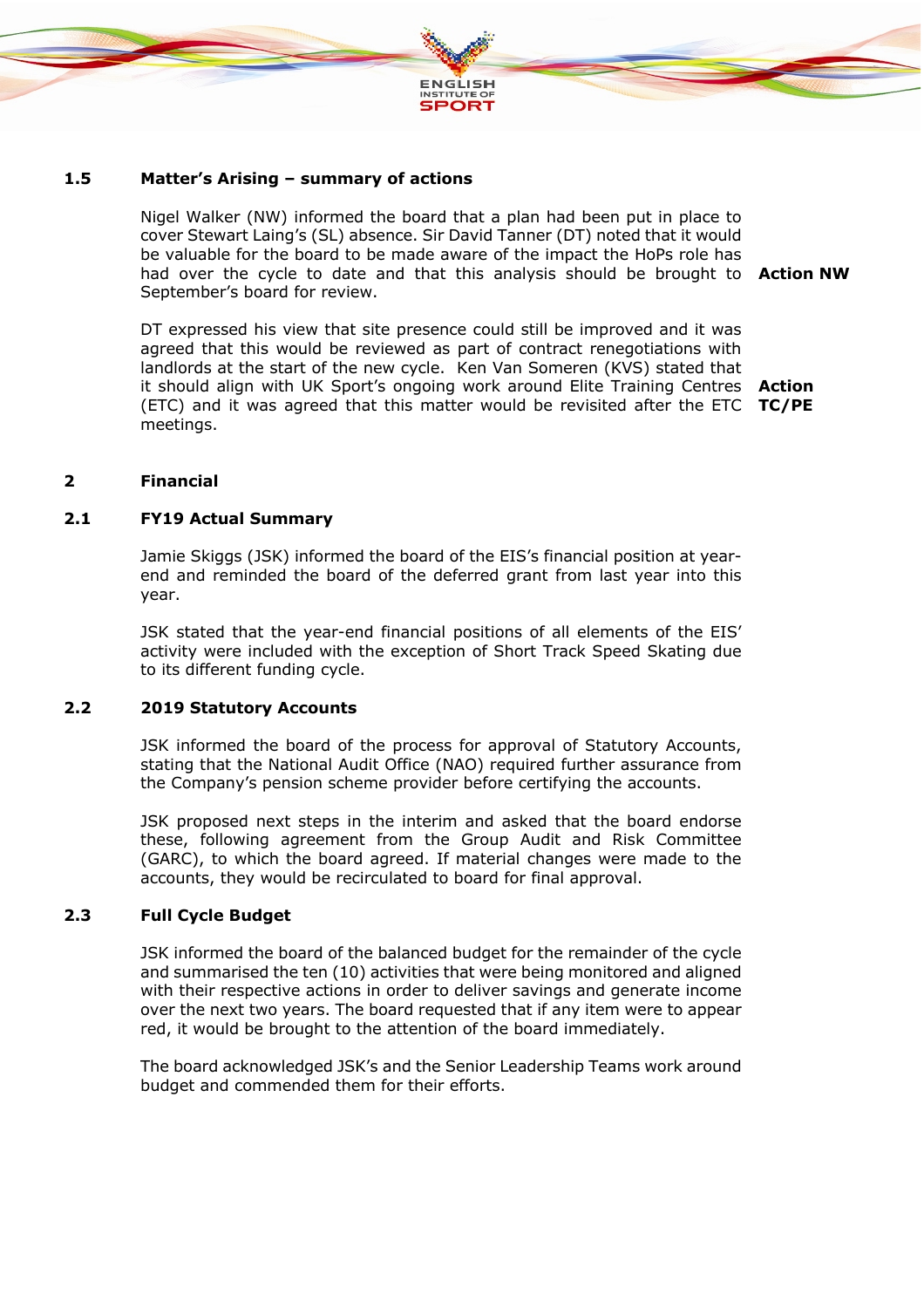### 1.5 Matter's Arising – summary of actions

Nigel Walker (NW) informed the board that a plan had been put in place to cover Stewart Laing's (SL) absence. Sir David Tanner (DT) noted that it would be valuable for the board to be made aware of the impact the HoPs role has had over the cycle to date and that this analysis should be brought to September's board for review. **Action NW**

DT expressed his view that site presence could still be improved and it was agreed that this would be reviewed as part of contract renegotiations with landlords at the start of the new cycle. Ken Van Someren (KVS) stated that it should align with UK Sport's ongoing work around Elite Training Centres (ETC) and it was agreed that this matter would be revisited after the ETC meetings. **Action TC/PE**

## 2 Financial

### 2.1 FY19 Actual Summary

Jamie Skiggs (JSK) informed the board of the EIS's financial position at year-end and reminded the board of the deferred grant from last year into this year.

JSK stated that the year-end financial positions of all elements of the EIS' activity were included with the exception of Short Track Speed Skating due to its different funding cycle.

### 2.2 2019 Statutory Accounts

JSK informed the board of the process for approval of Statutory Accounts, stating that the National Audit Office (NAO) required further assurance from the Company's pension scheme provider before certifying the accounts.

JSK proposed next steps in the interim and asked that the board endorse these, following agreement from the Group Audit and Risk Committee (GARC), to which the board agreed. If material changes were made to the accounts, they would be recirculated to board for final approval.

### 2.3 Full Cycle Budget

JSK informed the board of the balanced budget for the remainder of the cycle and summarised the ten (10) activities that were being monitored and aligned with their respective actions in order to deliver savings and generate income over the next two years. The board requested that if any item were to appear red, it would be brought to the attention of the board immediately.

The board acknowledged JSK's and the Senior Leadership Teams work around budget and commended them for their efforts.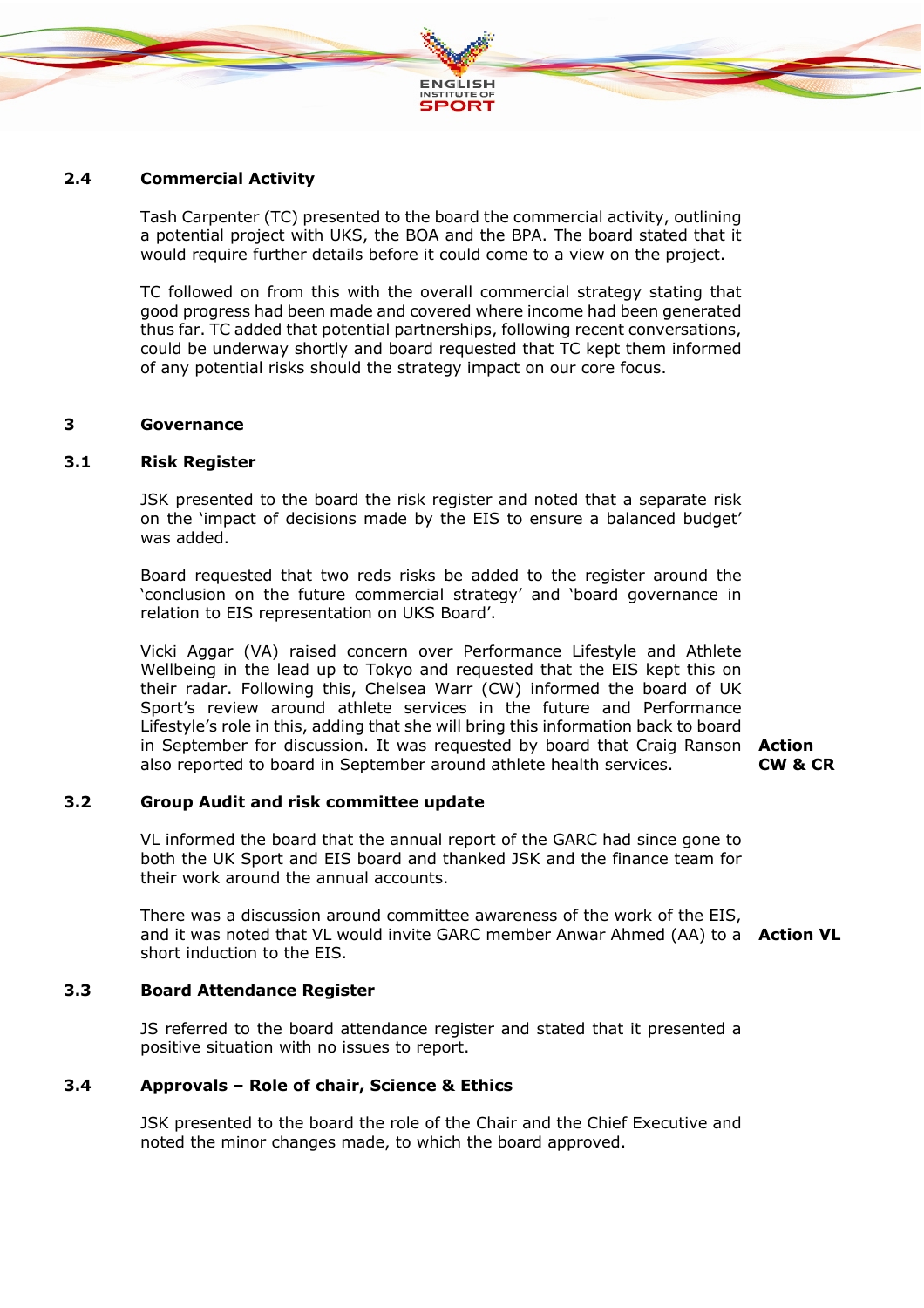### 2.4 Commercial Activity

Tash Carpenter (TC) presented to the board the commercial activity, outlining a potential project with UKS, the BOA and the BPA. The board stated that it would require further details before it could come to a view on the project.

TC followed on from this with the overall commercial strategy stating that good progress had been made and covered where income had been generated thus far. TC added that potential partnerships, following recent conversations, could be underway shortly and board requested that TC kept them informed of any potential risks should the strategy impact on our core focus.

## 3 Governance

### 3.1 Risk Register

JSK presented to the board the risk register and noted that a separate risk on the 'impact of decisions made by the EIS to ensure a balanced budget' was added.

Board requested that two reds risks be added to the register around the 'conclusion on the future commercial strategy' and 'board governance in relation to EIS representation on UKS Board'.

Vicki Aggar (VA) raised concern over Performance Lifestyle and Athlete Wellbeing in the lead up to Tokyo and requested that the EIS kept this on their radar. Following this, Chelsea Warr (CW) informed the board of UK Sport's review around athlete services in the future and Performance Lifestyle's role in this, adding that she will bring this information back to board in September for discussion. It was requested by board that Craig Ranson also reported to board in September around athlete health services.

**Action CW & CR**

### 3.2 Group Audit and risk committee update

VL informed the board that the annual report of the GARC had since gone to both the UK Sport and EIS board and thanked JSK and the finance team for their work around the annual accounts.

There was a discussion around committee awareness of the work of the EIS, and it was noted that VL would invite GARC member Anwar Ahmed (AA) to a short induction to the EIS.

**Action VL**

### 3.3 Board Attendance Register

JS referred to the board attendance register and stated that it presented a positive situation with no issues to report.

### 3.4 Approvals – Role of chair, Science & Ethics

JSK presented to the board the role of the Chair and the Chief Executive and noted the minor changes made, to which the board approved.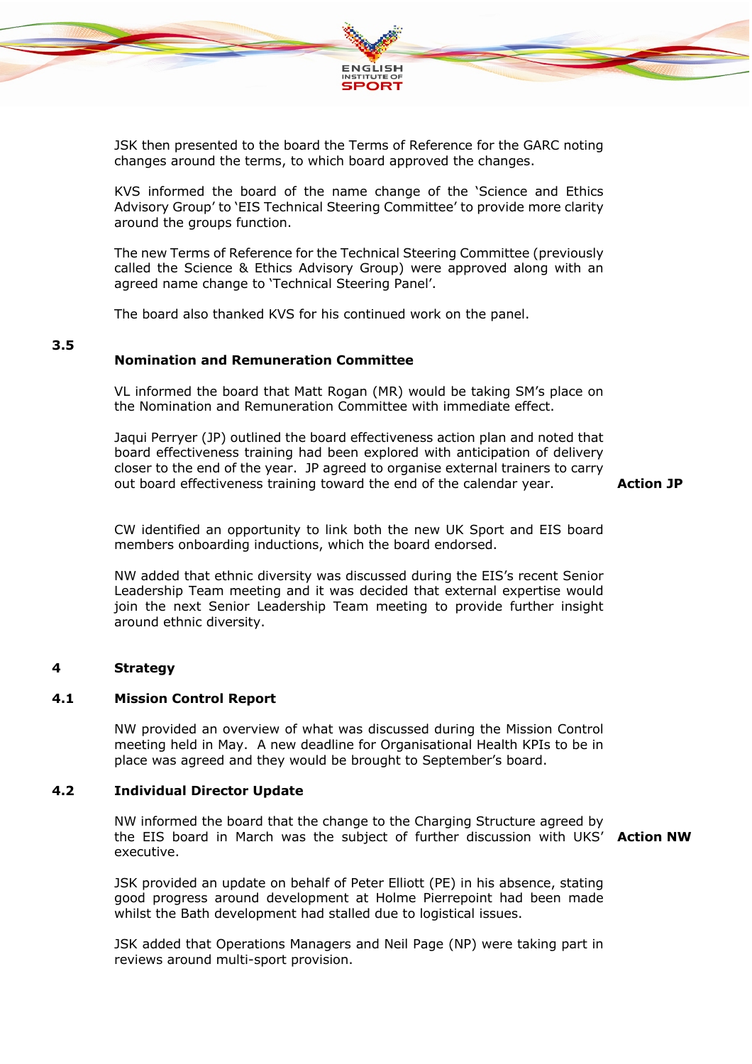JSK then presented to the board the Terms of Reference for the GARC noting changes around the terms, to which board approved the changes.

KVS informed the board of the name change of the 'Science and Ethics Advisory Group' to 'EIS Technical Steering Committee' to provide more clarity around the groups function.

The new Terms of Reference for the Technical Steering Committee (previously called the Science & Ethics Advisory Group) were approved along with an agreed name change to 'Technical Steering Panel'.

The board also thanked KVS for his continued work on the panel.

### 3.5 Nomination and Remuneration Committee

VL informed the board that Matt Rogan (MR) would be taking SM's place on the Nomination and Remuneration Committee with immediate effect.

Jaqui Perryer (JP) outlined the board effectiveness action plan and noted that board effectiveness training had been explored with anticipation of delivery closer to the end of the year. JP agreed to organise external trainers to carry out board effectiveness training toward the end of the calendar year. **Action JP**

CW identified an opportunity to link both the new UK Sport and EIS board members onboarding inductions, which the board endorsed.

NW added that ethnic diversity was discussed during the EIS's recent Senior Leadership Team meeting and it was decided that external expertise would join the next Senior Leadership Team meeting to provide further insight around ethnic diversity.

## 4 Strategy

### 4.1 Mission Control Report

NW provided an overview of what was discussed during the Mission Control meeting held in May. A new deadline for Organisational Health KPIs to be in place was agreed and they would be brought to September's board.

### 4.2 Individual Director Update

NW informed the board that the change to the Charging Structure agreed by the EIS board in March was the subject of further discussion with UKS' executive. **Action NW**

JSK provided an update on behalf of Peter Elliott (PE) in his absence, stating good progress around development at Holme Pierrepoint had been made whilst the Bath development had stalled due to logistical issues.

JSK added that Operations Managers and Neil Page (NP) were taking part in reviews around multi-sport provision.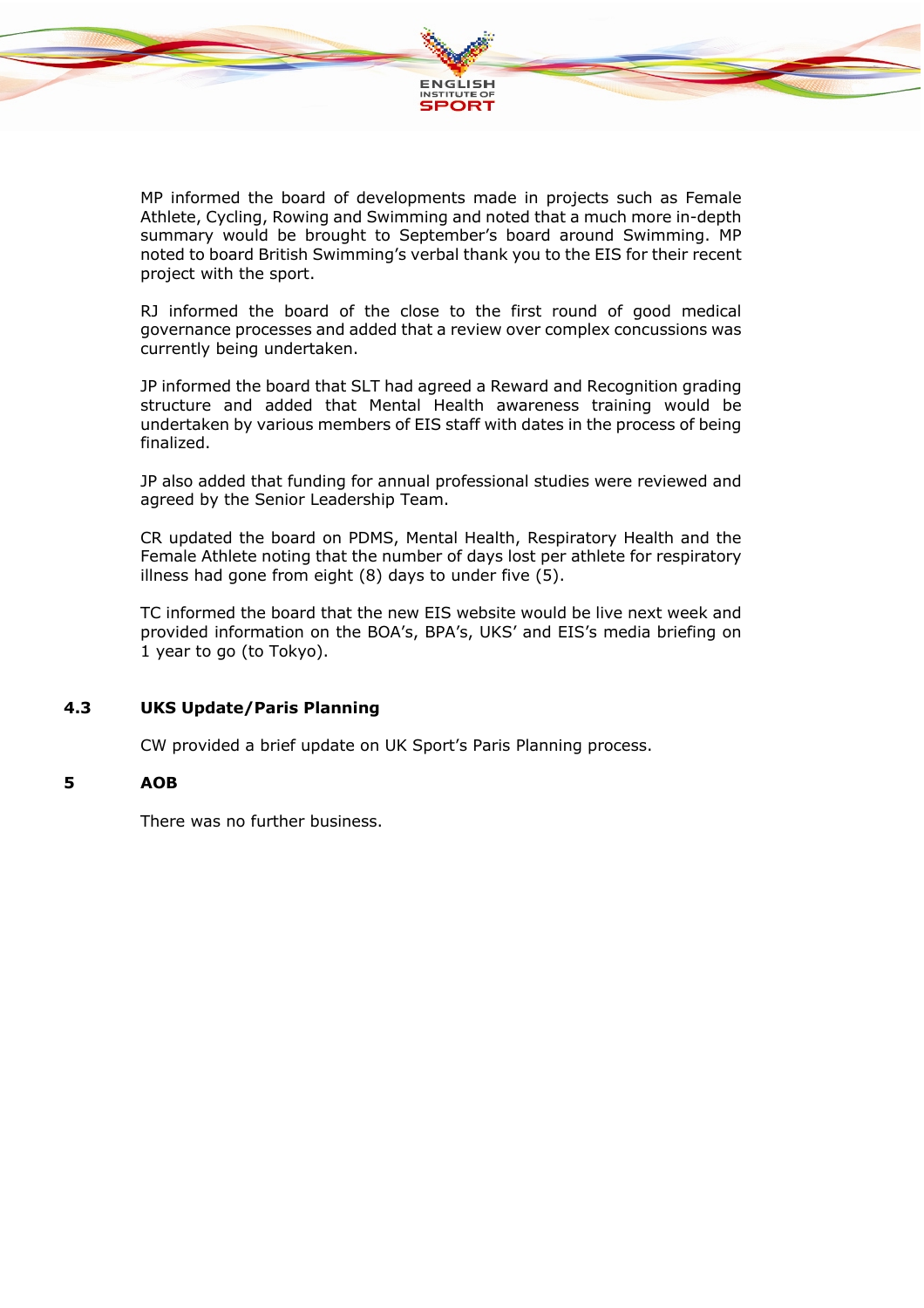MP informed the board of developments made in projects such as Female Athlete, Cycling, Rowing and Swimming and noted that a much more in-depth summary would be brought to September's board around Swimming. MP noted to board British Swimming's verbal thank you to the EIS for their recent project with the sport.

RJ informed the board of the close to the first round of good medical governance processes and added that a review over complex concussions was currently being undertaken.

JP informed the board that SLT had agreed a Reward and Recognition grading structure and added that Mental Health awareness training would be undertaken by various members of EIS staff with dates in the process of being finalized.

JP also added that funding for annual professional studies were reviewed and agreed by the Senior Leadership Team.

CR updated the board on PDMS, Mental Health, Respiratory Health and the Female Athlete noting that the number of days lost per athlete for respiratory illness had gone from eight (8) days to under five (5).

TC informed the board that the new EIS website would be live next week and provided information on the BOA's, BPA's, UKS' and EIS's media briefing on 1 year to go (to Tokyo).

### 4.3 UKS Update/Paris Planning

CW provided a brief update on UK Sport's Paris Planning process.

## 5 AOB

There was no further business.